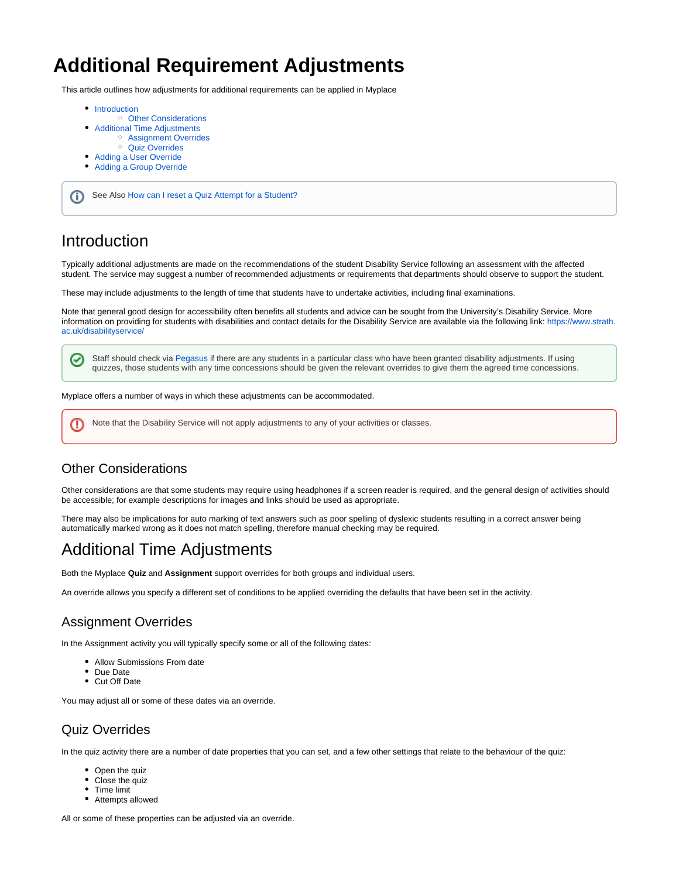# Additional Requirement Adjustments

This article outlines how adjustments for additional requirements can be applied in Myplace

- Introduction
  - Other Considerations
- Additional Time Adjustments
  - Assignment Overrides
  - Quiz Overrides
- Adding a User Override
- Adding a Group Override

> See Also How can I reset a Quiz Attempt for a Student?

## Introduction

Typically additional adjustments are made on the recommendations of the student Disability Service following an assessment with the affected student. The service may suggest a number of recommended adjustments or requirements that departments should observe to support the student.

These may include adjustments to the length of time that students have to undertake activities, including final examinations.

Note that general good design for accessibility often benefits all students and advice can be sought from the University's Disability Service. More information on providing for students with disabilities and contact details for the Disability Service are available via the following link: https://www.strath.ac.uk/disabilityservice/

> Staff should check via Pegasus if there are any students in a particular class who have been granted disability adjustments. If using quizzes, those students with any time concessions should be given the relevant overrides to give them the agreed time concessions.

Myplace offers a number of ways in which these adjustments can be accommodated.

> Note that the Disability Service will not apply adjustments to any of your activities or classes.

### Other Considerations

Other considerations are that some students may require using headphones if a screen reader is required, and the general design of activities should be accessible; for example descriptions for images and links should be used as appropriate.

There may also be implications for auto marking of text answers such as poor spelling of dyslexic students resulting in a correct answer being automatically marked wrong as it does not match spelling, therefore manual checking may be required.

## Additional Time Adjustments

Both the Myplace **Quiz** and **Assignment** support overrides for both groups and individual users.

An override allows you specify a different set of conditions to be applied overriding the defaults that have been set in the activity.

### Assignment Overrides

In the Assignment activity you will typically specify some or all of the following dates:

- Allow Submissions From date
- Due Date
- Cut Off Date

You may adjust all or some of these dates via an override.

### Quiz Overrides

In the quiz activity there are a number of date properties that you can set, and a few other settings that relate to the behaviour of the quiz:

- Open the quiz
- Close the quiz
- Time limit
- Attempts allowed

All or some of these properties can be adjusted via an override.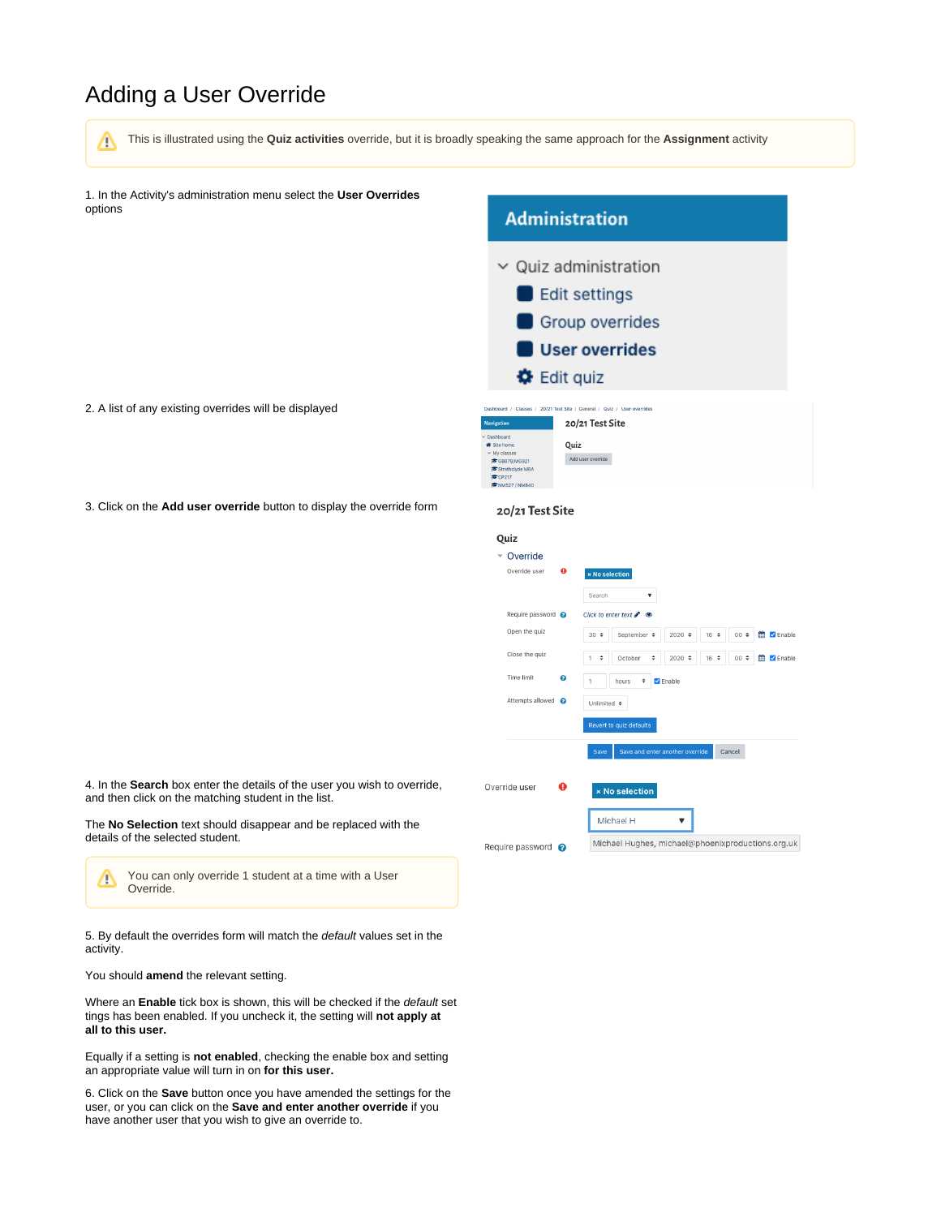# Adding a User Override

> ⚠ This is illustrated using the **Quiz activities** override, but it is broadly speaking the same approach for the **Assignment** activity

1. In the Activity's administration menu select the **User Overrides** options

2. A list of any existing overrides will be displayed

3. Click on the **Add user override** button to display the override form

4. In the **Search** box enter the details of the user you wish to override, and then click on the matching student in the list.

The **No Selection** text should disappear and be replaced with the details of the selected student.

> ⚠ You can only override 1 student at a time with a User Override.

5. By default the overrides form will match the *default* values set in the activity.

You should **amend** the relevant setting.

Where an **Enable** tick box is shown, this will be checked if the *default* settings has been enabled. If you uncheck it, the setting will **not apply at all to this user.**

Equally if a setting is **not enabled**, checking the enable box and setting an appropriate value will turn in on **for this user.**

6. Click on the **Save** button once you have amended the settings for the user, or you can click on the **Save and enter another override** if you have another user that you wish to give an override to.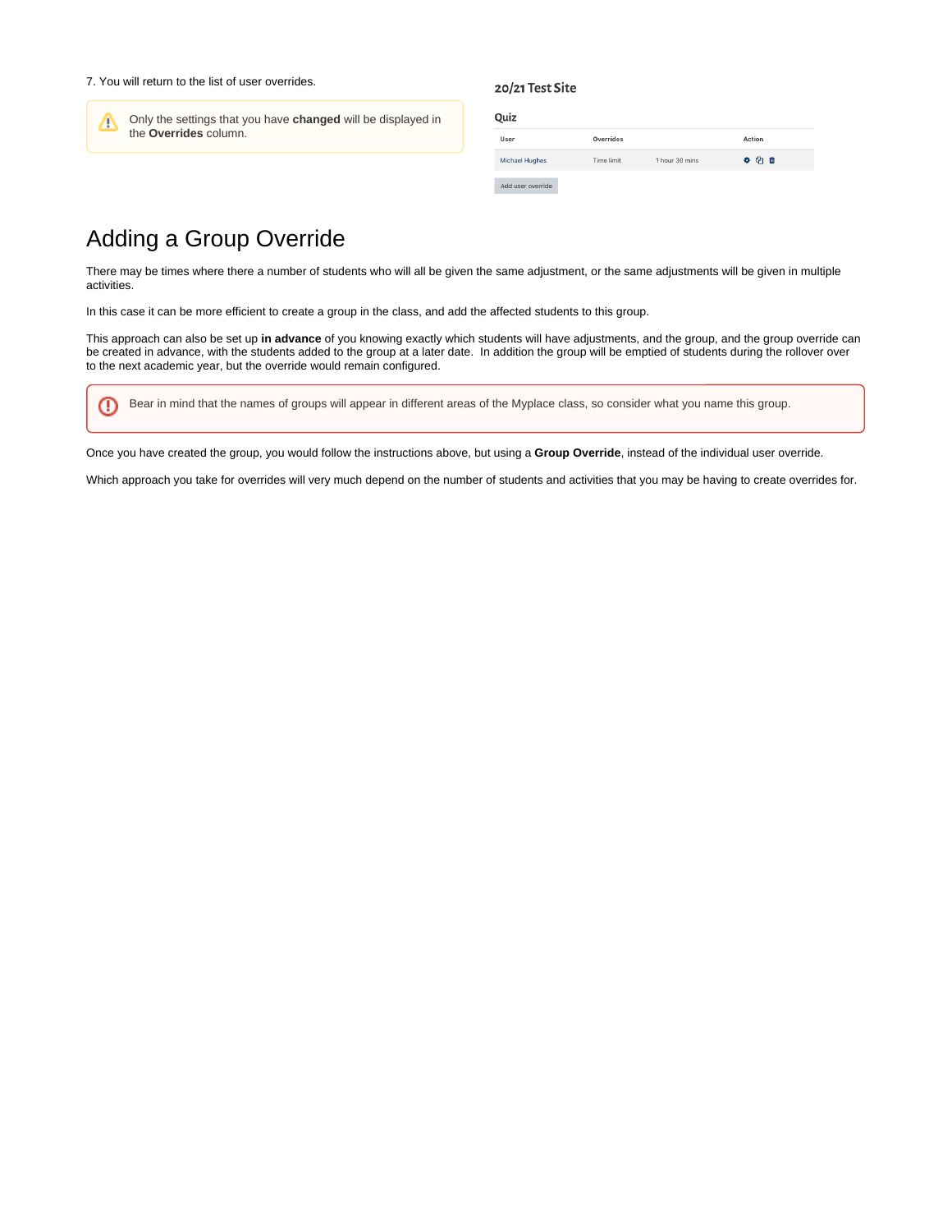7. You will return to the list of user overrides.

> ⚠ Only the settings that you have **changed** will be displayed in the **Overrides** column.

**20/21 Test Site**

**Quiz**

| User | Overrides | | Action |
|---|---|---|---|
| Michael Hughes | Time limit | 1 hour 30 mins | |

Add user override

# Adding a Group Override

There may be times where there a number of students who will all be given the same adjustment, or the same adjustments will be given in multiple activities.

In this case it can be more efficient to create a group in the class, and add the affected students to this group.

This approach can also be set up **in advance** of you knowing exactly which students will have adjustments, and the group, and the group override can be created in advance, with the students added to the group at a later date. In addition the group will be emptied of students during the rollover over to the next academic year, but the override would remain configured.

> ⓘ Bear in mind that the names of groups will appear in different areas of the Myplace class, so consider what you name this group.

Once you have created the group, you would follow the instructions above, but using a **Group Override**, instead of the individual user override.

Which approach you take for overrides will very much depend on the number of students and activities that you may be having to create overrides for.